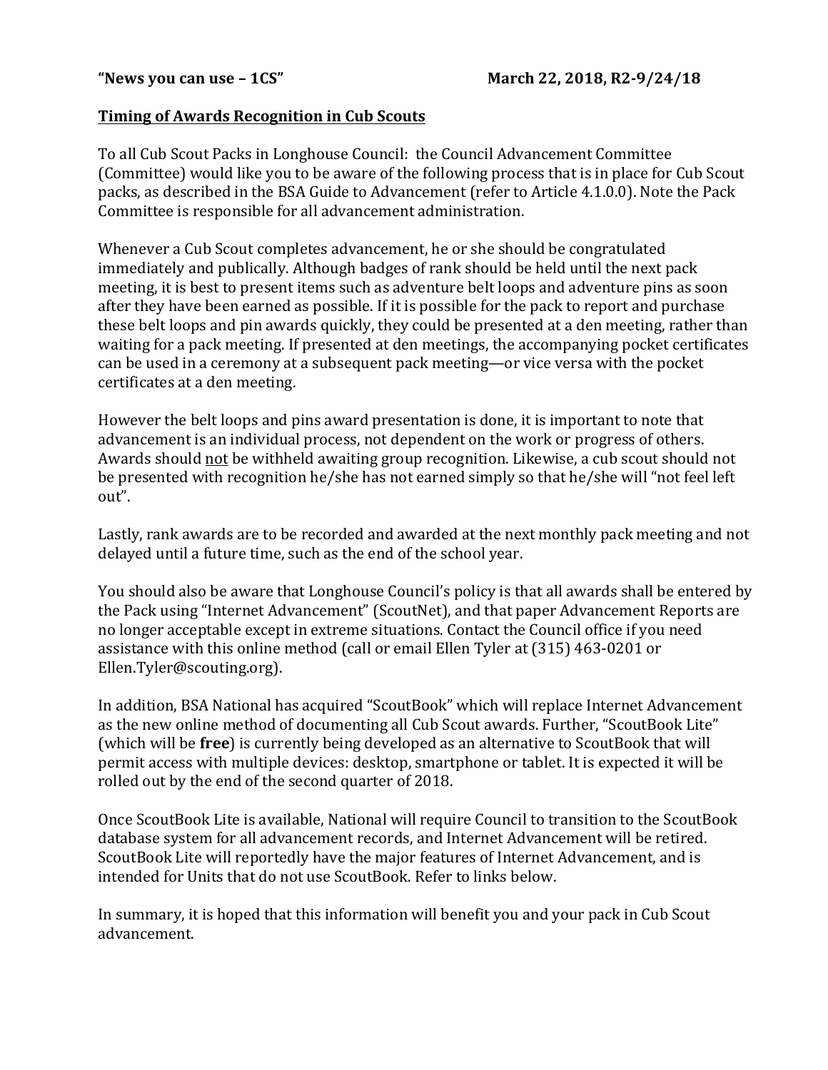**"News you can use – 1CS"** **March 22, 2018, R2-9/24/18**

## <u>Timing of Awards Recognition in Cub Scouts</u>

To all Cub Scout Packs in Longhouse Council: the Council Advancement Committee (Committee) would like you to be aware of the following process that is in place for Cub Scout packs, as described in the BSA Guide to Advancement (refer to Article 4.1.0.0). Note the Pack Committee is responsible for all advancement administration.

Whenever a Cub Scout completes advancement, he or she should be congratulated immediately and publically. Although badges of rank should be held until the next pack meeting, it is best to present items such as adventure belt loops and adventure pins as soon after they have been earned as possible. If it is possible for the pack to report and purchase these belt loops and pin awards quickly, they could be presented at a den meeting, rather than waiting for a pack meeting. If presented at den meetings, the accompanying pocket certificates can be used in a ceremony at a subsequent pack meeting—or vice versa with the pocket certificates at a den meeting.

However the belt loops and pins award presentation is done, it is important to note that advancement is an individual process, not dependent on the work or progress of others. Awards should <u>not</u> be withheld awaiting group recognition. Likewise, a cub scout should not be presented with recognition he/she has not earned simply so that he/she will "not feel left out".

Lastly, rank awards are to be recorded and awarded at the next monthly pack meeting and not delayed until a future time, such as the end of the school year.

You should also be aware that Longhouse Council's policy is that all awards shall be entered by the Pack using "Internet Advancement" (ScoutNet), and that paper Advancement Reports are no longer acceptable except in extreme situations. Contact the Council office if you need assistance with this online method (call or email Ellen Tyler at (315) 463-0201 or Ellen.Tyler@scouting.org).

In addition, BSA National has acquired "ScoutBook" which will replace Internet Advancement as the new online method of documenting all Cub Scout awards. Further, "ScoutBook Lite" (which will be **free**) is currently being developed as an alternative to ScoutBook that will permit access with multiple devices: desktop, smartphone or tablet. It is expected it will be rolled out by the end of the second quarter of 2018.

Once ScoutBook Lite is available, National will require Council to transition to the ScoutBook database system for all advancement records, and Internet Advancement will be retired. ScoutBook Lite will reportedly have the major features of Internet Advancement, and is intended for Units that do not use ScoutBook. Refer to links below.

In summary, it is hoped that this information will benefit you and your pack in Cub Scout advancement.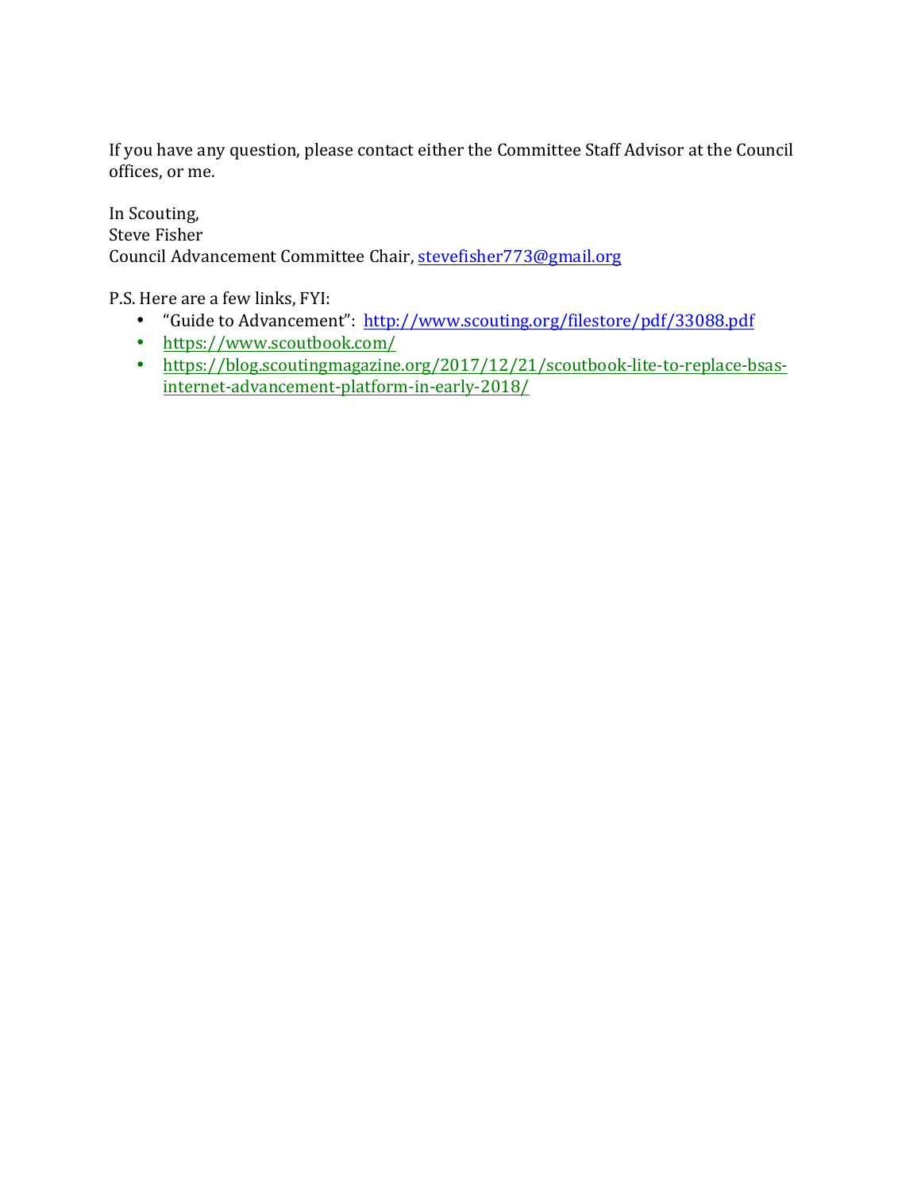If you have any question, please contact either the Committee Staff Advisor at the Council offices, or me.

In Scouting,
Steve Fisher
Council Advancement Committee Chair, stevefisher773@gmail.org

P.S. Here are a few links, FYI:

- "Guide to Advancement": http://www.scouting.org/filestore/pdf/33088.pdf
- https://www.scoutbook.com/
- https://blog.scoutingmagazine.org/2017/12/21/scoutbook-lite-to-replace-bsas-internet-advancement-platform-in-early-2018/